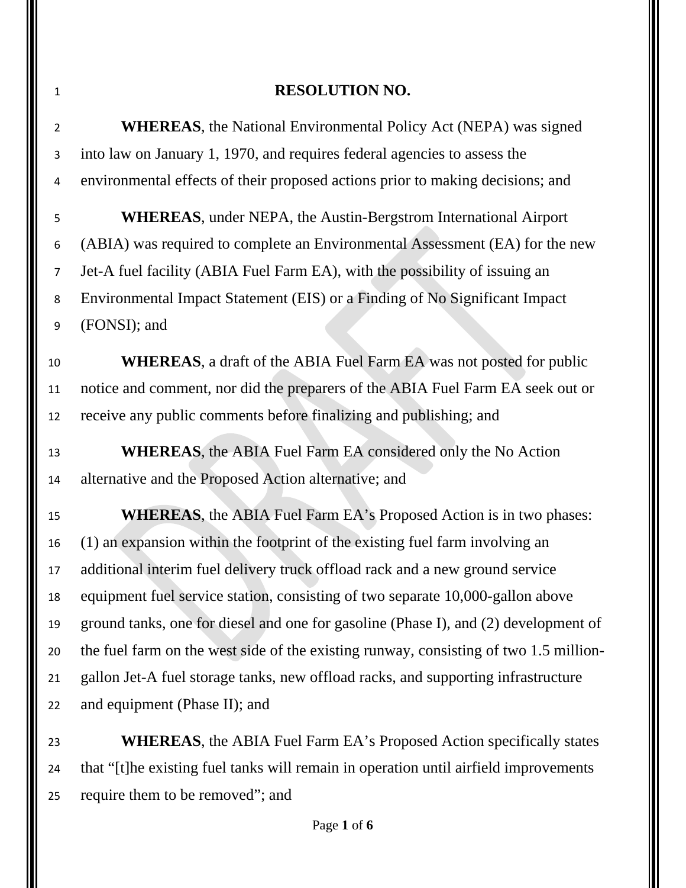# RESOLUTION NO.

**WHEREAS**, the National Environmental Policy Act (NEPA) was signed into law on January 1, 1970, and requires federal agencies to assess the environmental effects of their proposed actions prior to making decisions; and

**WHEREAS**, under NEPA, the Austin-Bergstrom International Airport (ABIA) was required to complete an Environmental Assessment (EA) for the new Jet-A fuel facility (ABIA Fuel Farm EA), with the possibility of issuing an Environmental Impact Statement (EIS) or a Finding of No Significant Impact (FONSI); and

**WHEREAS**, a draft of the ABIA Fuel Farm EA was not posted for public notice and comment, nor did the preparers of the ABIA Fuel Farm EA seek out or receive any public comments before finalizing and publishing; and

**WHEREAS**, the ABIA Fuel Farm EA considered only the No Action alternative and the Proposed Action alternative; and

**WHEREAS**, the ABIA Fuel Farm EA's Proposed Action is in two phases: (1) an expansion within the footprint of the existing fuel farm involving an additional interim fuel delivery truck offload rack and a new ground service equipment fuel service station, consisting of two separate 10,000-gallon above ground tanks, one for diesel and one for gasoline (Phase I), and (2) development of the fuel farm on the west side of the existing runway, consisting of two 1.5 million-gallon Jet-A fuel storage tanks, new offload racks, and supporting infrastructure and equipment (Phase II); and

**WHEREAS**, the ABIA Fuel Farm EA's Proposed Action specifically states that "[t]he existing fuel tanks will remain in operation until airfield improvements require them to be removed"; and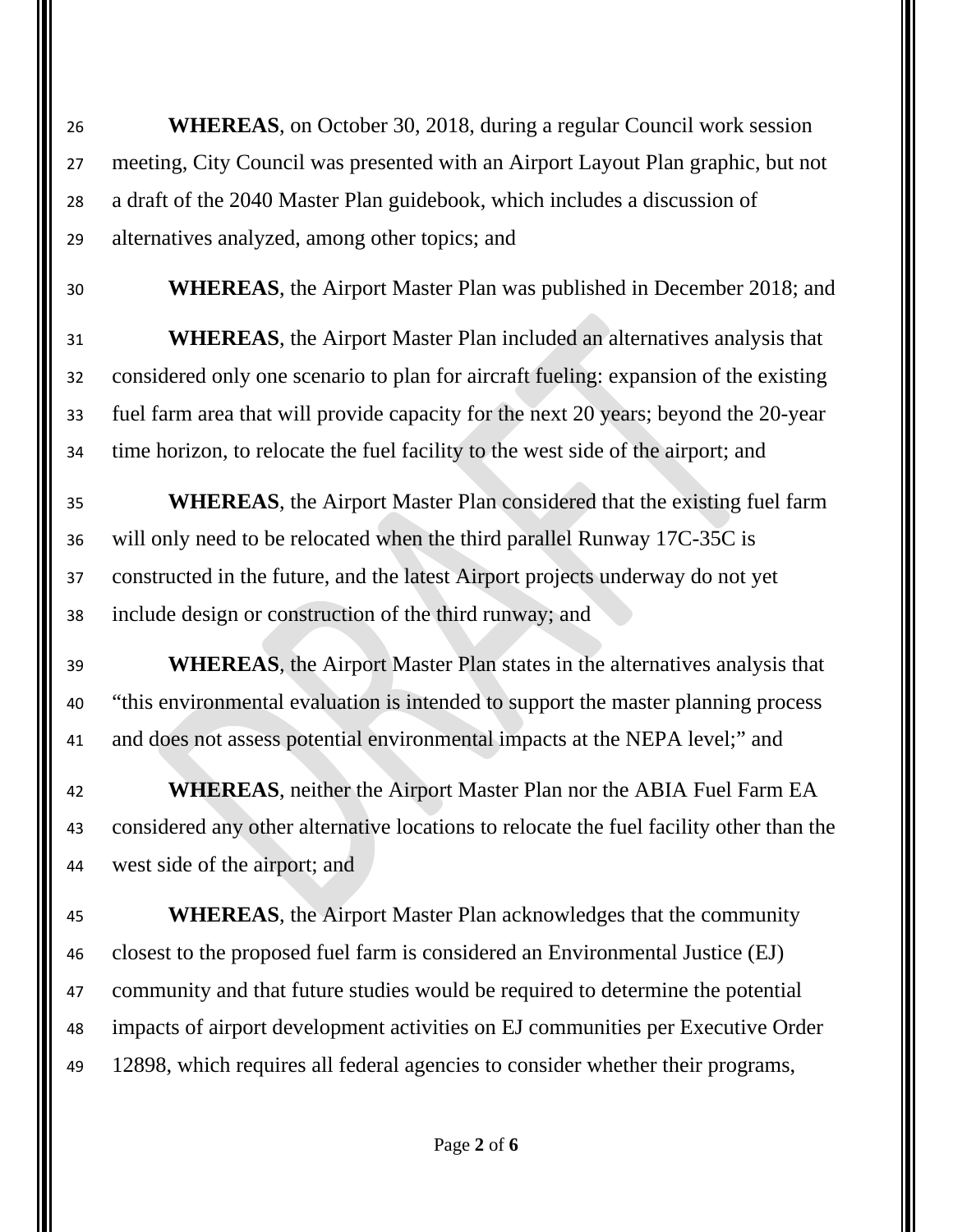**WHEREAS**, on October 30, 2018, during a regular Council work session meeting, City Council was presented with an Airport Layout Plan graphic, but not a draft of the 2040 Master Plan guidebook, which includes a discussion of alternatives analyzed, among other topics; and

**WHEREAS**, the Airport Master Plan was published in December 2018; and

**WHEREAS**, the Airport Master Plan included an alternatives analysis that considered only one scenario to plan for aircraft fueling: expansion of the existing fuel farm area that will provide capacity for the next 20 years; beyond the 20-year time horizon, to relocate the fuel facility to the west side of the airport; and

**WHEREAS**, the Airport Master Plan considered that the existing fuel farm will only need to be relocated when the third parallel Runway 17C-35C is constructed in the future, and the latest Airport projects underway do not yet include design or construction of the third runway; and

**WHEREAS**, the Airport Master Plan states in the alternatives analysis that "this environmental evaluation is intended to support the master planning process and does not assess potential environmental impacts at the NEPA level;" and

**WHEREAS**, neither the Airport Master Plan nor the ABIA Fuel Farm EA considered any other alternative locations to relocate the fuel facility other than the west side of the airport; and

**WHEREAS**, the Airport Master Plan acknowledges that the community closest to the proposed fuel farm is considered an Environmental Justice (EJ) community and that future studies would be required to determine the potential impacts of airport development activities on EJ communities per Executive Order 12898, which requires all federal agencies to consider whether their programs,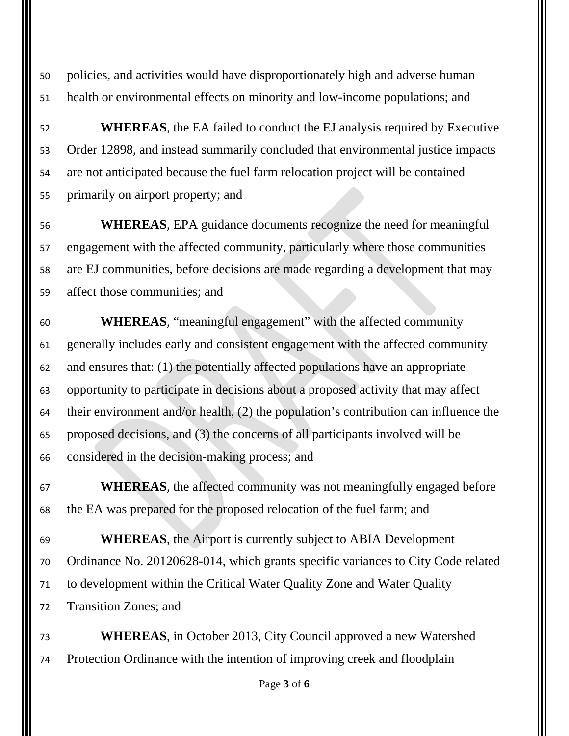policies, and activities would have disproportionately high and adverse human health or environmental effects on minority and low-income populations; and

**WHEREAS**, the EA failed to conduct the EJ analysis required by Executive Order 12898, and instead summarily concluded that environmental justice impacts are not anticipated because the fuel farm relocation project will be contained primarily on airport property; and

**WHEREAS**, EPA guidance documents recognize the need for meaningful engagement with the affected community, particularly where those communities are EJ communities, before decisions are made regarding a development that may affect those communities; and

**WHEREAS**, "meaningful engagement" with the affected community generally includes early and consistent engagement with the affected community and ensures that: (1) the potentially affected populations have an appropriate opportunity to participate in decisions about a proposed activity that may affect their environment and/or health, (2) the population's contribution can influence the proposed decisions, and (3) the concerns of all participants involved will be considered in the decision-making process; and

**WHEREAS**, the affected community was not meaningfully engaged before the EA was prepared for the proposed relocation of the fuel farm; and

**WHEREAS**, the Airport is currently subject to ABIA Development Ordinance No. 20120628-014, which grants specific variances to City Code related to development within the Critical Water Quality Zone and Water Quality Transition Zones; and

**WHEREAS**, in October 2013, City Council approved a new Watershed Protection Ordinance with the intention of improving creek and floodplain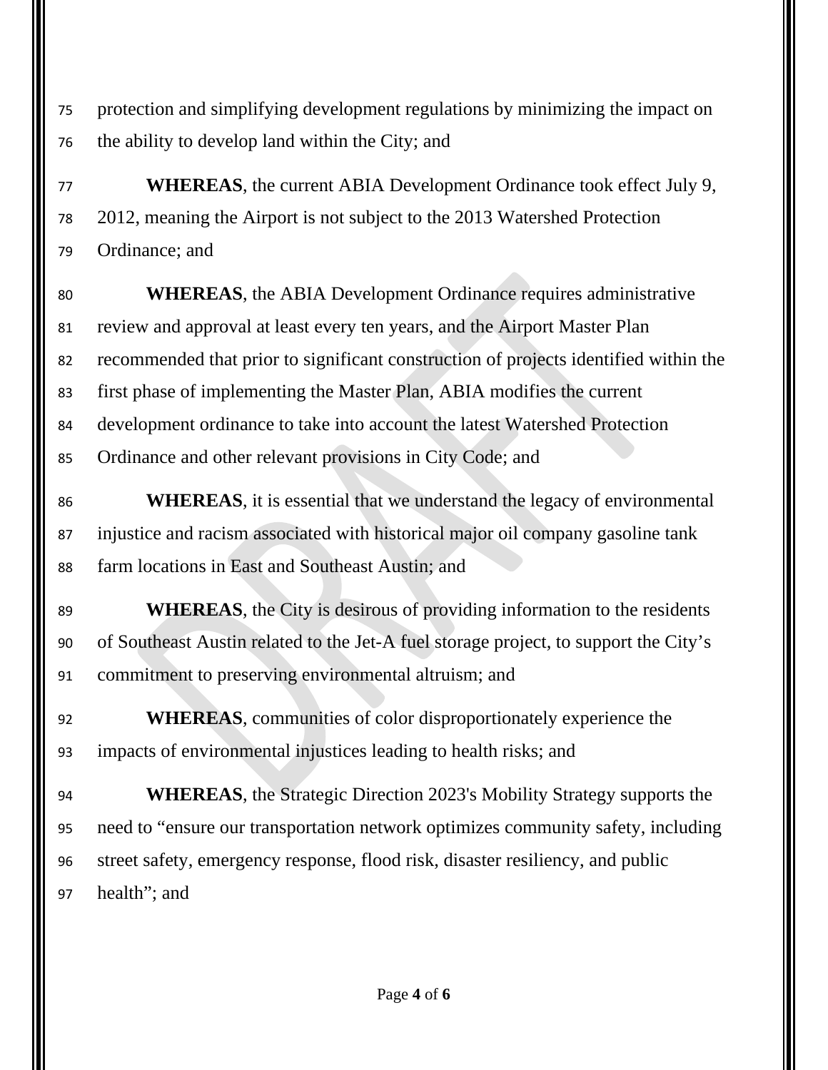protection and simplifying development regulations by minimizing the impact on the ability to develop land within the City; and

**WHEREAS**, the current ABIA Development Ordinance took effect July 9, 2012, meaning the Airport is not subject to the 2013 Watershed Protection Ordinance; and

**WHEREAS**, the ABIA Development Ordinance requires administrative review and approval at least every ten years, and the Airport Master Plan recommended that prior to significant construction of projects identified within the first phase of implementing the Master Plan, ABIA modifies the current development ordinance to take into account the latest Watershed Protection Ordinance and other relevant provisions in City Code; and

**WHEREAS**, it is essential that we understand the legacy of environmental injustice and racism associated with historical major oil company gasoline tank farm locations in East and Southeast Austin; and

**WHEREAS**, the City is desirous of providing information to the residents of Southeast Austin related to the Jet-A fuel storage project, to support the City's commitment to preserving environmental altruism; and

**WHEREAS**, communities of color disproportionately experience the impacts of environmental injustices leading to health risks; and

**WHEREAS**, the Strategic Direction 2023's Mobility Strategy supports the need to "ensure our transportation network optimizes community safety, including street safety, emergency response, flood risk, disaster resiliency, and public health"; and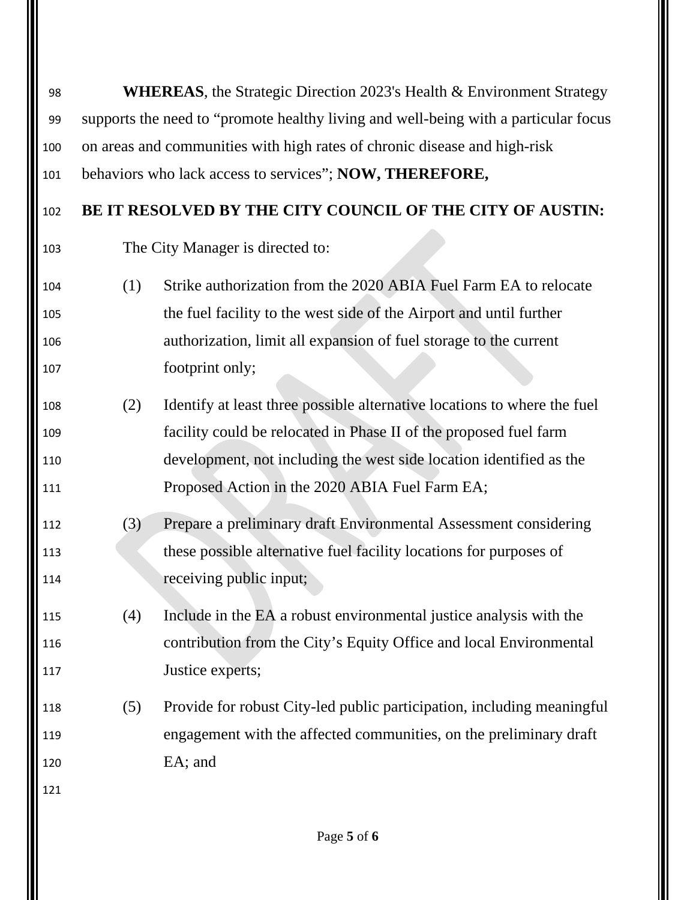**WHEREAS**, the Strategic Direction 2023's Health & Environment Strategy supports the need to "promote healthy living and well-being with a particular focus on areas and communities with high rates of chronic disease and high-risk behaviors who lack access to services"; **NOW, THEREFORE,**

**BE IT RESOLVED BY THE CITY COUNCIL OF THE CITY OF AUSTIN:**

The City Manager is directed to:

(1) Strike authorization from the 2020 ABIA Fuel Farm EA to relocate the fuel facility to the west side of the Airport and until further authorization, limit all expansion of fuel storage to the current footprint only;

(2) Identify at least three possible alternative locations to where the fuel facility could be relocated in Phase II of the proposed fuel farm development, not including the west side location identified as the Proposed Action in the 2020 ABIA Fuel Farm EA;

(3) Prepare a preliminary draft Environmental Assessment considering these possible alternative fuel facility locations for purposes of receiving public input;

(4) Include in the EA a robust environmental justice analysis with the contribution from the City's Equity Office and local Environmental Justice experts;

(5) Provide for robust City-led public participation, including meaningful engagement with the affected communities, on the preliminary draft EA; and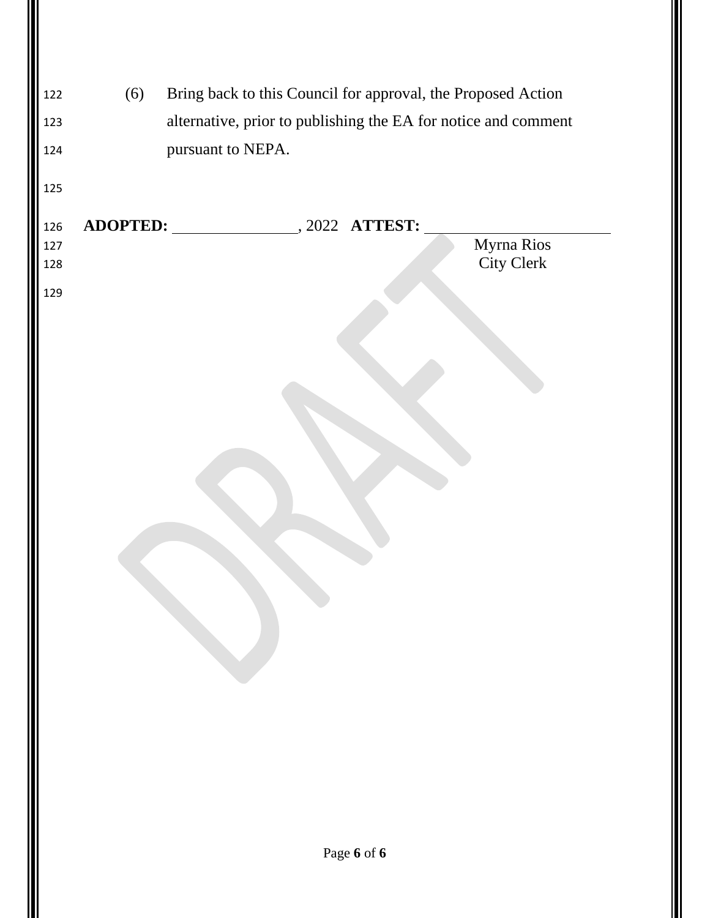(6) Bring back to this Council for approval, the Proposed Action alternative, prior to publishing the EA for notice and comment pursuant to NEPA.

**ADOPTED:** ________________, 2022 **ATTEST:** ________________________

Myrna Rios
City Clerk